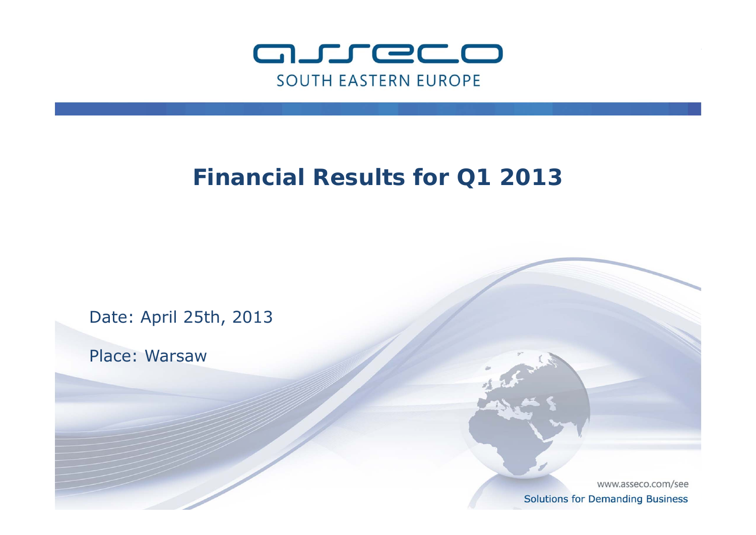asseco

SOUTH EASTERN EUROPE

# Financial Results for Q1 2013

Date: April 25th, 2013

Place: Warsaw

www.asseco.com/see

Solutions for Demanding Business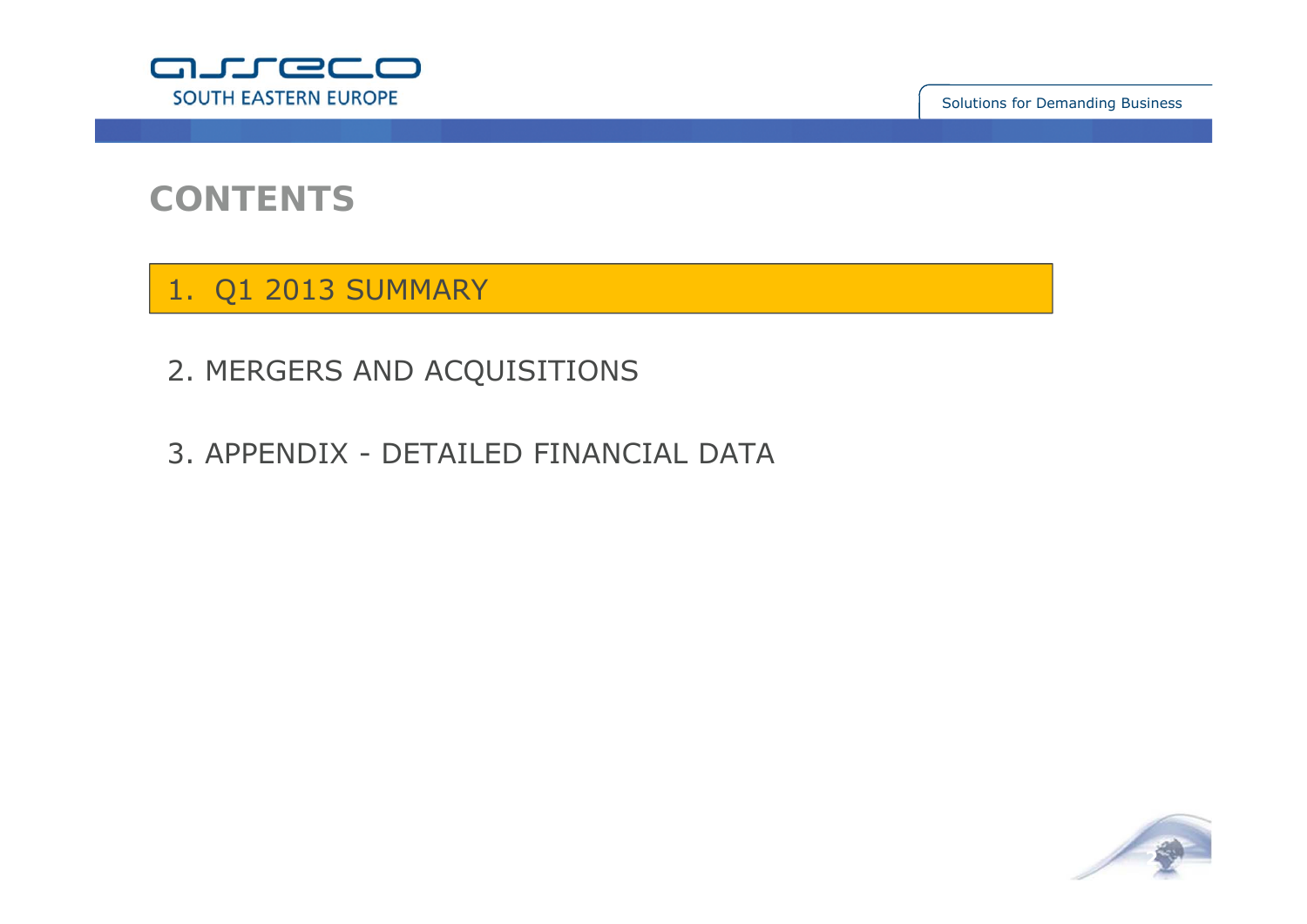# CONTENTS

1. Q1 2013 SUMMARY

2. MERGERS AND ACQUISITIONS

3. APPENDIX - DETAILED FINANCIAL DATA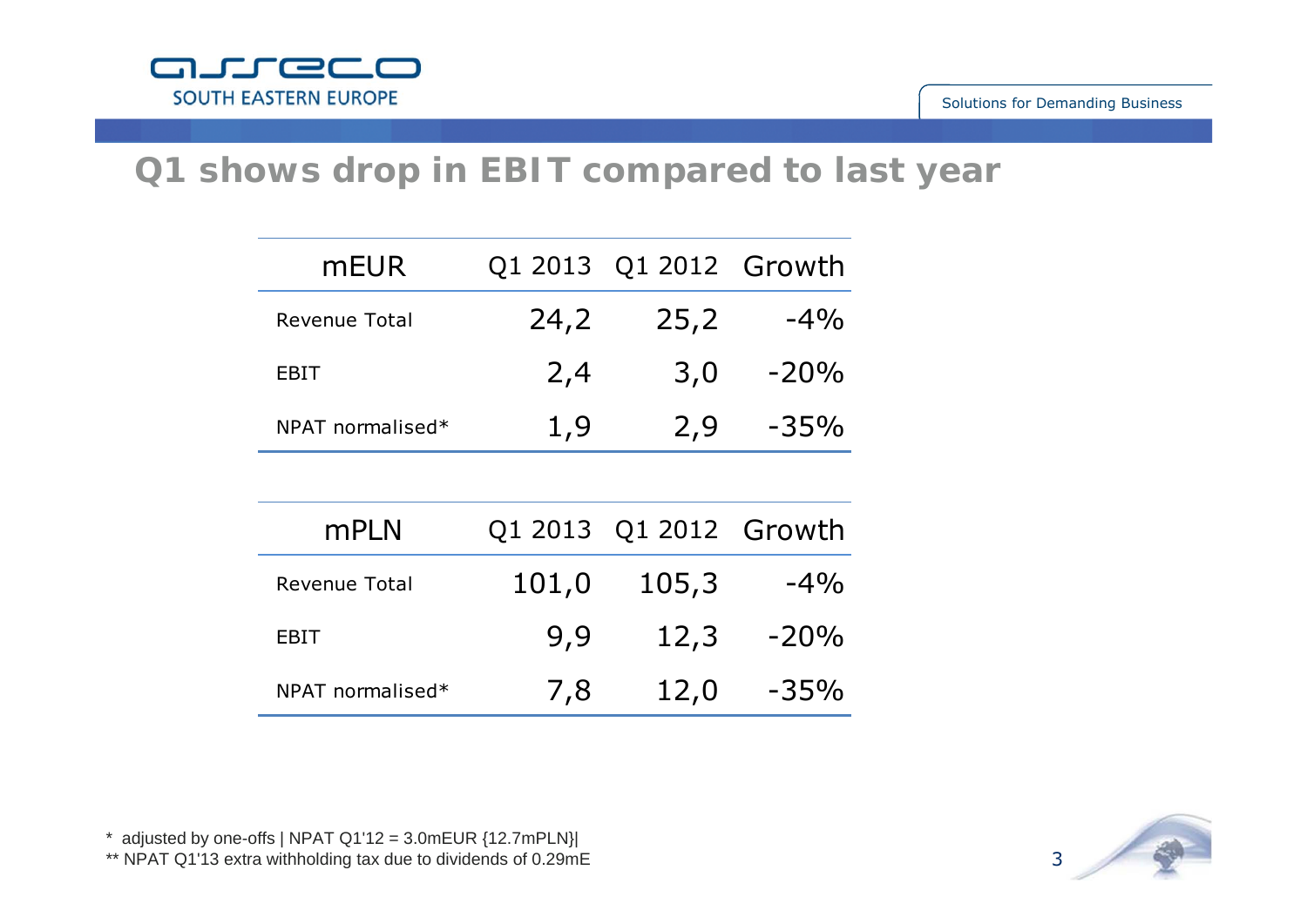# Q1 shows drop in EBIT compared to last year

| mEUR | Q1 2013 | Q1 2012 | Growth |
|---|---|---|---|
| Revenue Total | 24,2 | 25,2 | -4% |
| EBIT | 2,4 | 3,0 | -20% |
| NPAT normalised* | 1,9 | 2,9 | -35% |

| mPLN | Q1 2013 | Q1 2012 | Growth |
|---|---|---|---|
| Revenue Total | 101,0 | 105,3 | -4% |
| EBIT | 9,9 | 12,3 | -20% |
| NPAT normalised* | 7,8 | 12,0 | -35% |

* adjusted by one-offs | NPAT Q1'12 = 3.0mEUR {12.7mPLN}|

** NPAT Q1'13 extra withholding tax due to dividends of 0.29mE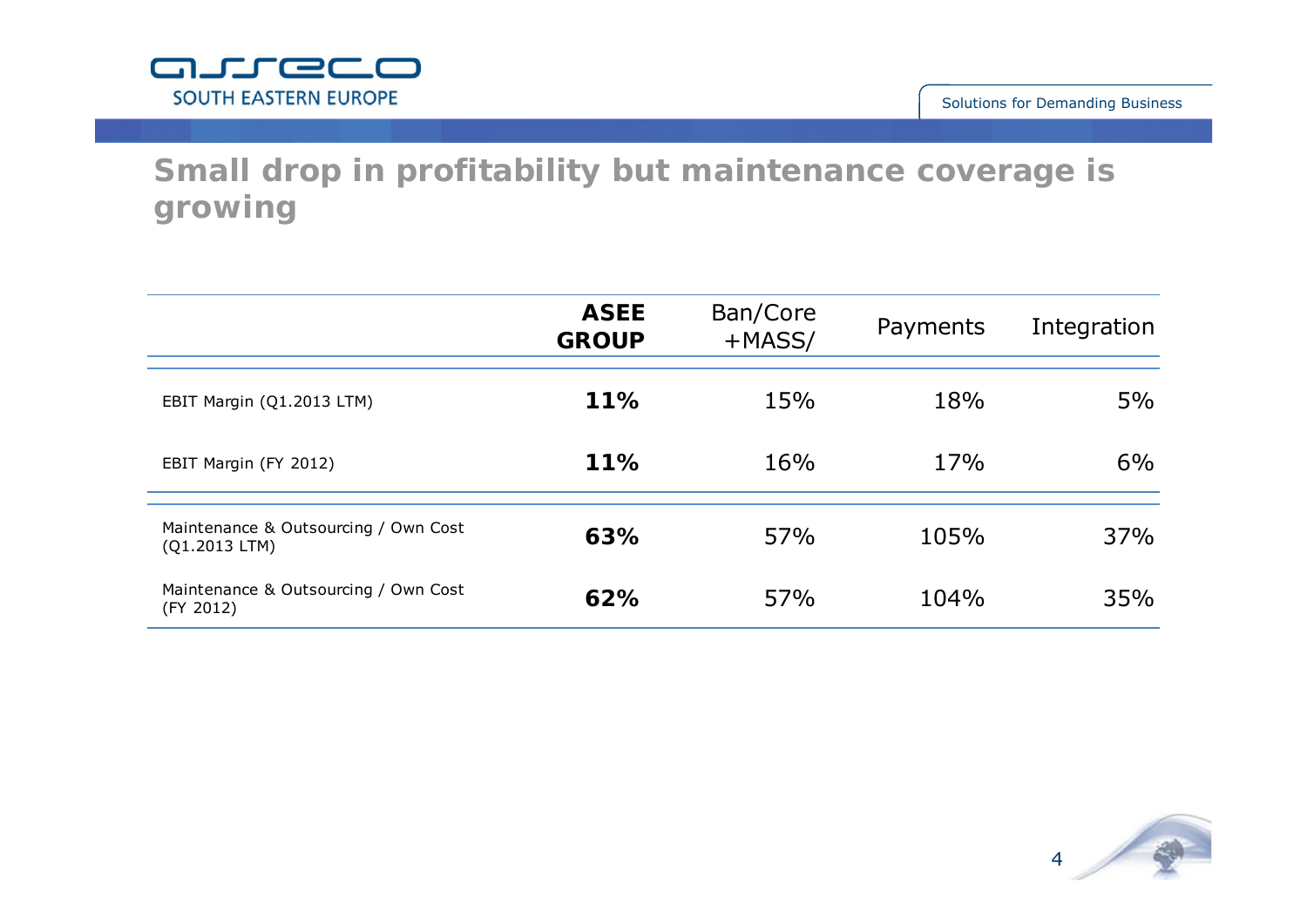# Small drop in profitability but maintenance coverage is growing

| | **ASEE GROUP** | Ban/Core +MASS/ | Payments | Integration |
|---|---|---|---|---|
| EBIT Margin (Q1.2013 LTM) | **11%** | 15% | 18% | 5% |
| EBIT Margin (FY 2012) | **11%** | 16% | 17% | 6% |
| Maintenance & Outsourcing / Own Cost (Q1.2013 LTM) | **63%** | 57% | 105% | 37% |
| Maintenance & Outsourcing / Own Cost (FY 2012) | **62%** | 57% | 104% | 35% |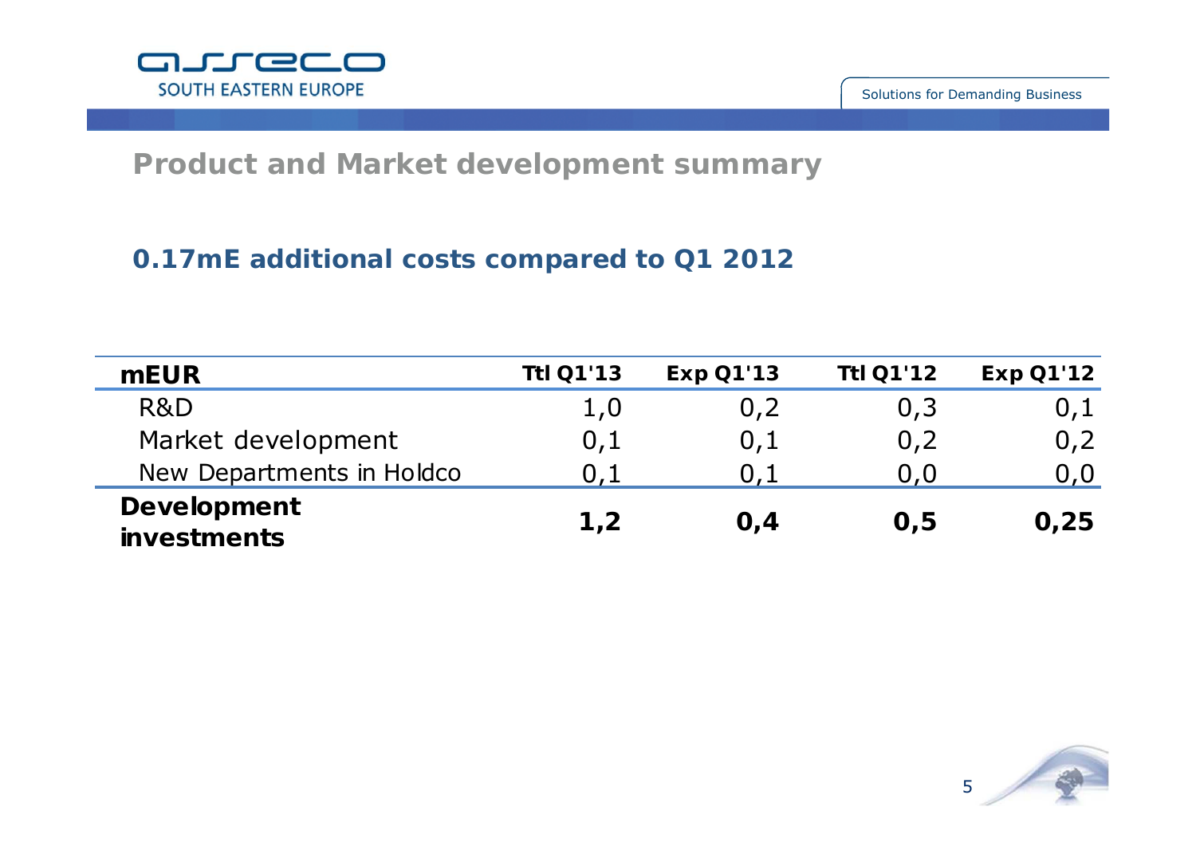# Product and Market development summary

## 0.17mE additional costs compared to Q1 2012

| mEUR | Ttl Q1'13 | Exp Q1'13 | Ttl Q1'12 | Exp Q1'12 |
|---|---|---|---|---|
| R&D | 1,0 | 0,2 | 0,3 | 0,1 |
| Market development | 0,1 | 0,1 | 0,2 | 0,2 |
| New Departments in Holdco | 0,1 | 0,1 | 0,0 | 0,0 |
| **Development investments** | **1,2** | **0,4** | **0,5** | **0,25** |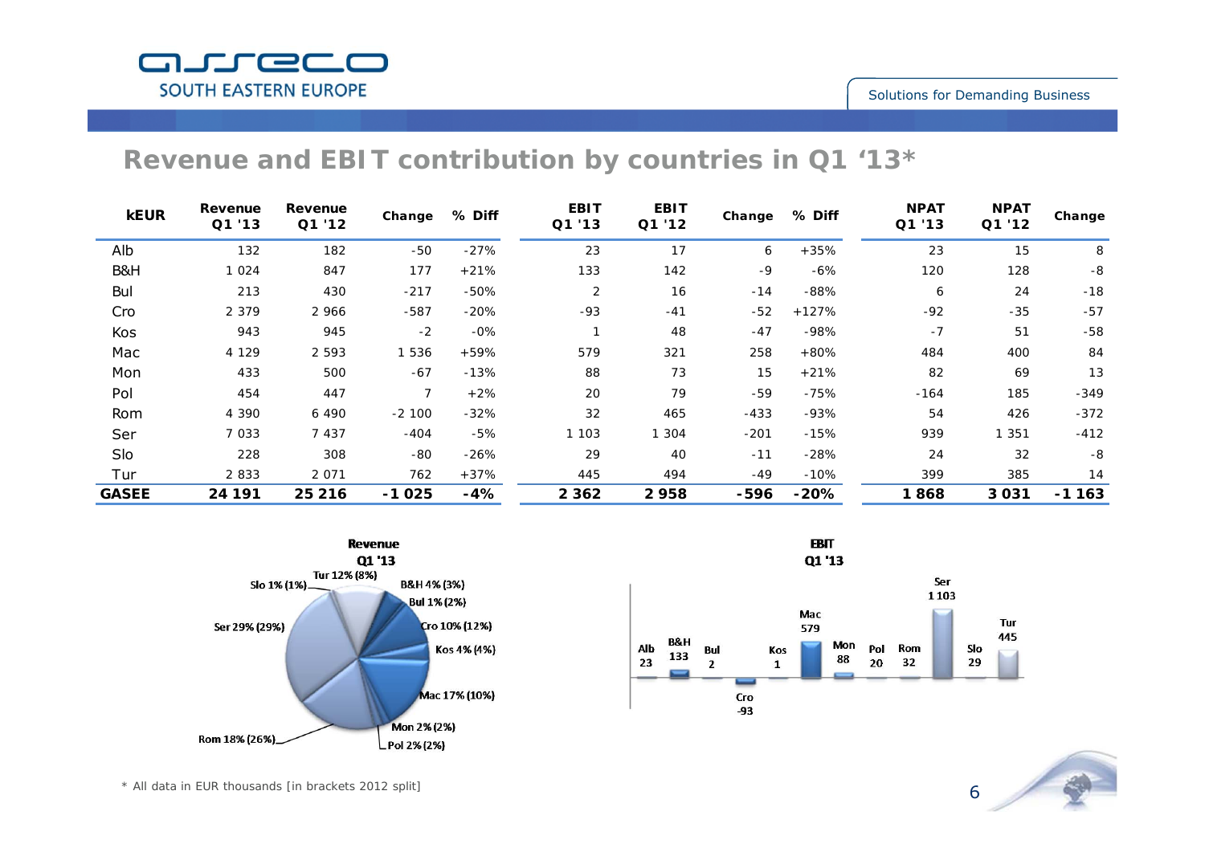## Revenue and EBIT contribution by countries in Q1 '13*

| kEUR | Revenue Q1 '13 | Revenue Q1 '12 | Change | % Diff | EBIT Q1 '13 | EBIT Q1 '12 | Change | % Diff | NPAT Q1 '13 | NPAT Q1 '12 | Change |
|---|---|---|---|---|---|---|---|---|---|---|---|
| Alb | 132 | 182 | -50 | -27% | 23 | 17 | 6 | +35% | 23 | 15 | 8 |
| B&H | 1 024 | 847 | 177 | +21% | 133 | 142 | -9 | -6% | 120 | 128 | -8 |
| Bul | 213 | 430 | -217 | -50% | 2 | 16 | -14 | -88% | 6 | 24 | -18 |
| Cro | 2 379 | 2 966 | -587 | -20% | -93 | -41 | -52 | +127% | -92 | -35 | -57 |
| Kos | 943 | 945 | -2 | -0% | 1 | 48 | -47 | -98% | -7 | 51 | -58 |
| Mac | 4 129 | 2 593 | 1 536 | +59% | 579 | 321 | 258 | +80% | 484 | 400 | 84 |
| Mon | 433 | 500 | -67 | -13% | 88 | 73 | 15 | +21% | 82 | 69 | 13 |
| Pol | 454 | 447 | 7 | +2% | 20 | 79 | -59 | -75% | -164 | 185 | -349 |
| Rom | 4 390 | 6 490 | -2 100 | -32% | 32 | 465 | -433 | -93% | 54 | 426 | -372 |
| Ser | 7 033 | 7 437 | -404 | -5% | 1 103 | 1 304 | -201 | -15% | 939 | 1 351 | -412 |
| Slo | 228 | 308 | -80 | -26% | 29 | 40 | -11 | -28% | 24 | 32 | -8 |
| Tur | 2 833 | 2 071 | 762 | +37% | 445 | 494 | -49 | -10% | 399 | 385 | 14 |
| **GASEE** | **24 191** | **25 216** | **-1 025** | **-4%** | **2 362** | **2 958** | **-596** | **-20%** | **1 868** | **3 031** | **-1 163** |

**Revenue Q1 '13**

Tur 12% (8%)
Slo 1% (1%)
B&H 4% (3%)
Bul 1% (2%)
Ser 29% (29%)
Cro 10% (12%)
Kos 4% (4%)
Mac 17% (10%)
Mon 2% (2%)
Rom 18% (26%)
Pol 2% (2%)

**EBIT Q1 '13**

Alb 23
B&H 133
Bul 2
Cro -93
Kos 1
Mac 579
Mon 88
Pol 20
Rom 32
Ser 1 103
Slo 29
Tur 445

\* All data in EUR thousands [in brackets 2012 split]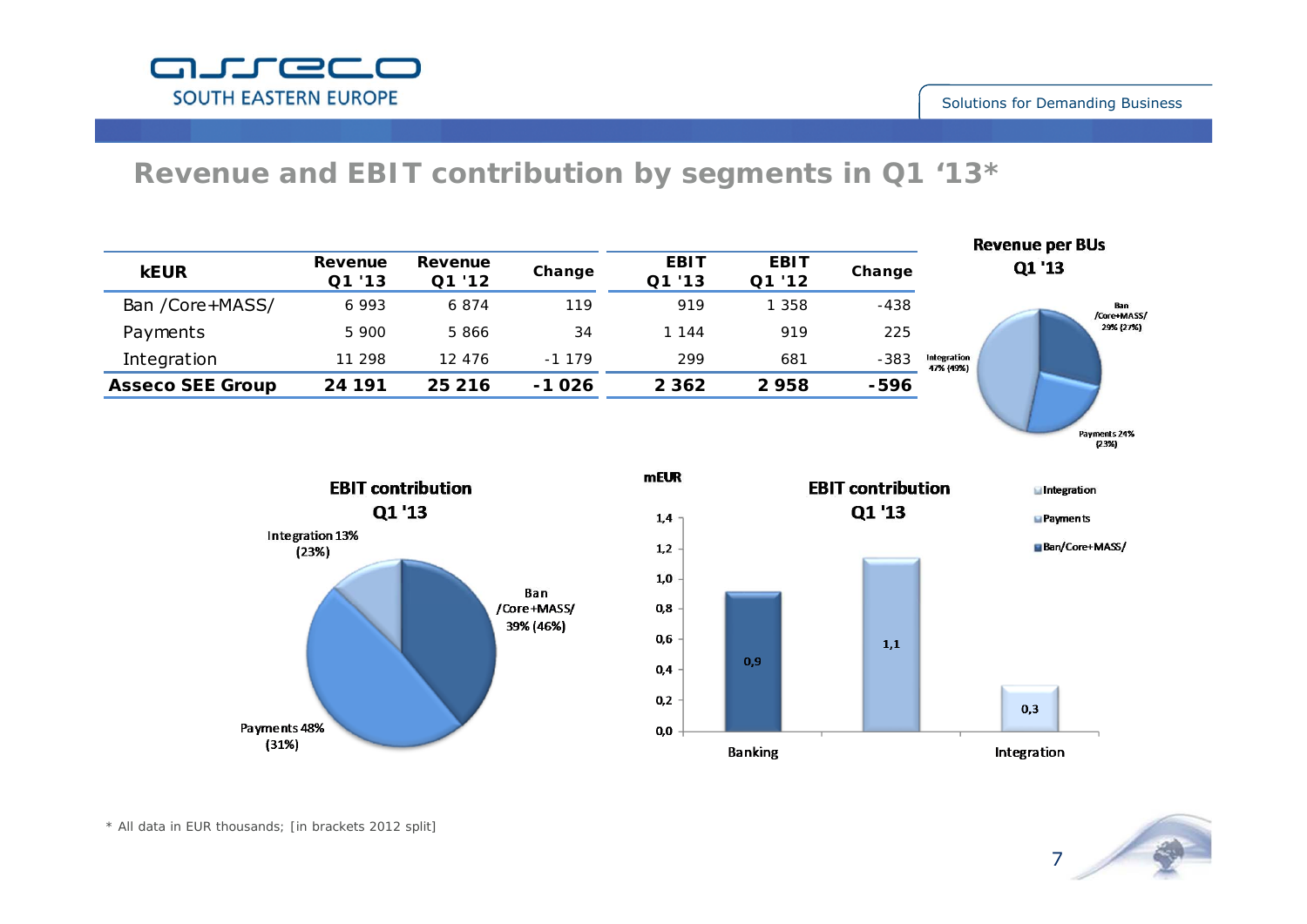## Revenue and EBIT contribution by segments in Q1 '13*

| kEUR | Revenue Q1 '13 | Revenue Q1 '12 | Change | EBIT Q1 '13 | EBIT Q1 '12 | Change |
|---|---|---|---|---|---|---|
| Ban /Core+MASS/ | 6 993 | 6 874 | 119 | 919 | 1 358 | -438 |
| Payments | 5 900 | 5 866 | 34 | 1 144 | 919 | 225 |
| Integration | 11 298 | 12 476 | -1 179 | 299 | 681 | -383 |
| **Asseco SEE Group** | **24 191** | **25 216** | **-1 026** | **2 362** | **2 958** | **-596** |

Revenue per BUs Q1 '13

Ban /Core+MASS/ 29% (27%)

Integration 47% (49%)

Payments 24% (23%)

EBIT contribution Q1 '13

Integration 13% (23%)

Ban /Core+MASS/ 39% (46%)

Payments 48% (31%)

mEUR

EBIT contribution Q1 '13

Integration

Payments

Ban/Core+MASS/

1,4
1,2
1,0
0,8
0,6
0,4
0,2
0,0

0,9

1,1

0,3

Banking

Integration

\* All data in EUR thousands; [in brackets 2012 split]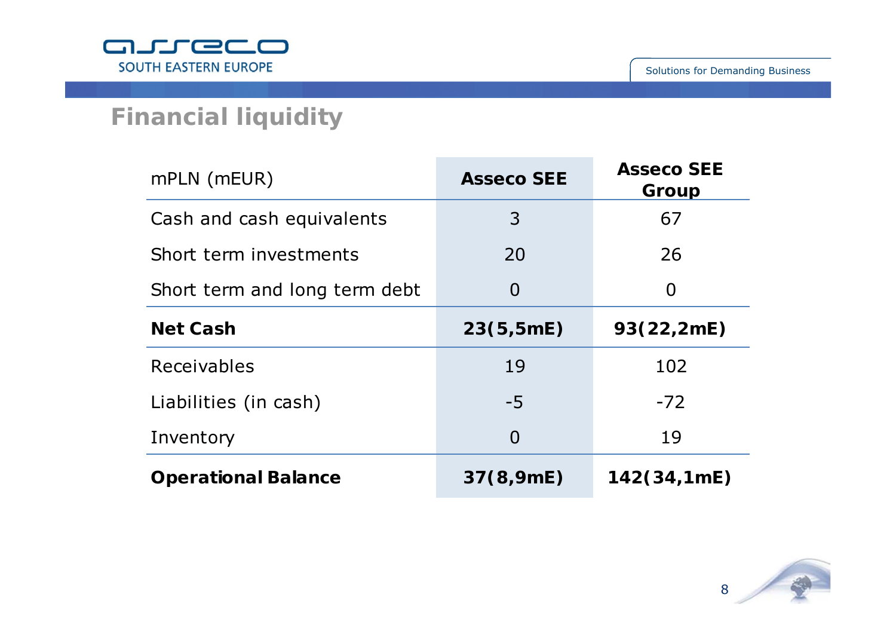# Financial liquidity

| mPLN (mEUR) | Asseco SEE | Asseco SEE Group |
|---|---|---|
| Cash and cash equivalents | 3 | 67 |
| Short term investments | 20 | 26 |
| Short term and long term debt | 0 | 0 |
| **Net Cash** | **23(5,5mE)** | **93(22,2mE)** |
| Receivables | 19 | 102 |
| Liabilities (in cash) | -5 | -72 |
| Inventory | 0 | 19 |
| **Operational Balance** | **37(8,9mE)** | **142(34,1mE)** |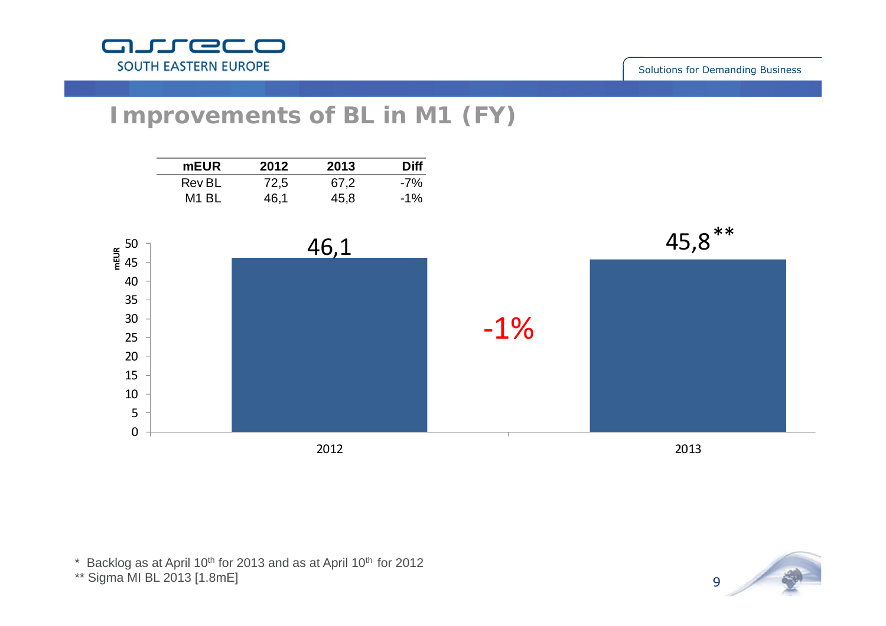# Improvements of BL in M1 (FY)

| mEUR | 2012 | 2013 | Diff |
| --- | --- | --- | --- |
| Rev BL | 72,5 | 67,2 | -7% |
| M1 BL | 46,1 | 45,8 | -1% |

mEUR

50
45
40
35
30
25
20
15
10
5
0

46,1

45,8 **

-1%

2012

2013

* Backlog as at April 10th for 2013 and as at April 10th for 2012

** Sigma MI BL 2013 [1.8mE]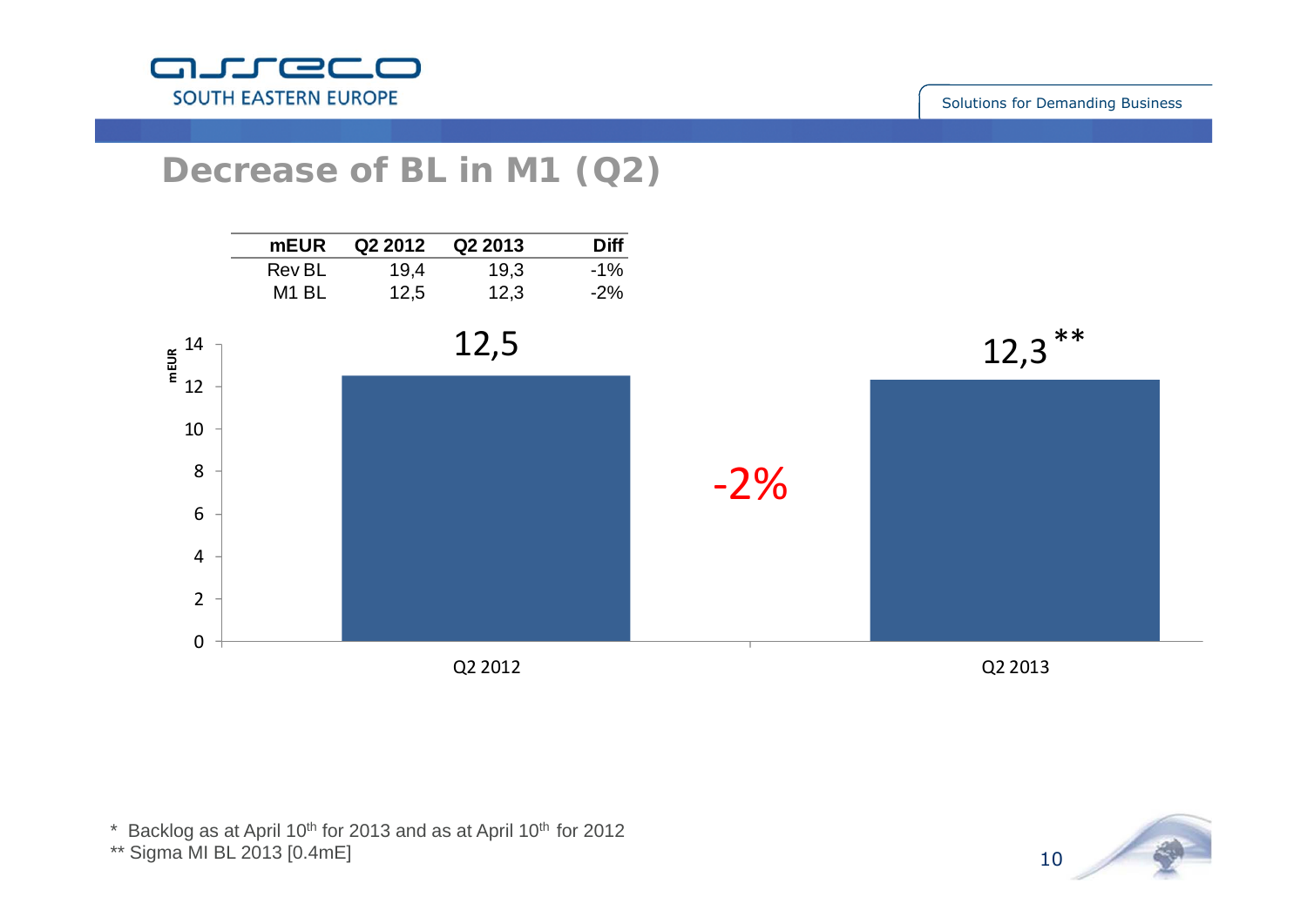# Decrease of BL in M1 (Q2)

| mEUR | Q2 2012 | Q2 2013 | Diff |
|---|---|---|---|
| Rev BL | 19,4 | 19,3 | -1% |
| M1 BL | 12,5 | 12,3 | -2% |

mEUR

14
12
10
8
6
4
2
0

12,5

12,3 **

-2%

Q2 2012

Q2 2013

\* Backlog as at April 10th for 2013 and as at April 10th for 2012
\** Sigma MI BL 2013 [0.4mE]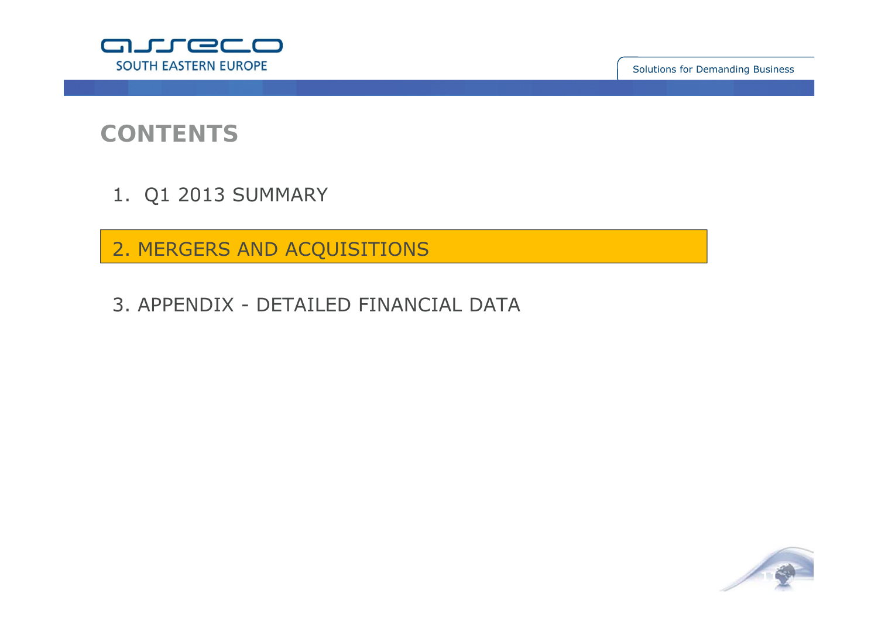# CONTENTS

1. Q1 2013 SUMMARY

2. MERGERS AND ACQUISITIONS

3. APPENDIX - DETAILED FINANCIAL DATA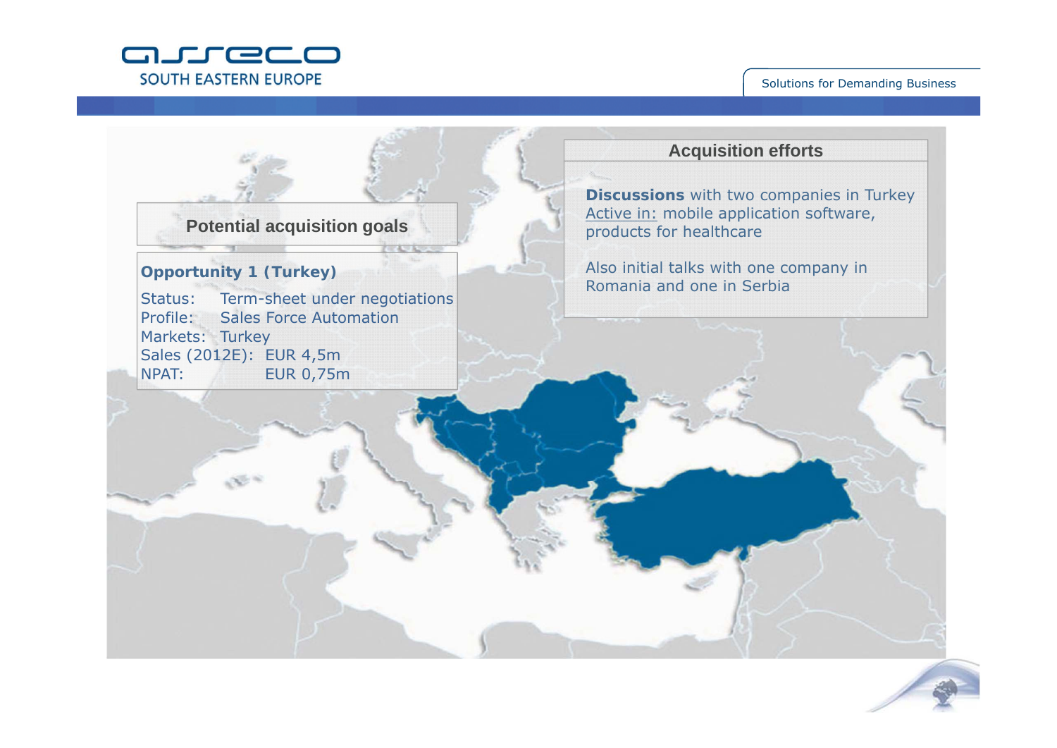## Potential acquisition goals

**Opportunity 1 (Turkey)**

Status: Term-sheet under negotiations
Profile: Sales Force Automation
Markets: Turkey
Sales (2012E): EUR 4,5m
NPAT: EUR 0,75m

## Acquisition efforts

**Discussions** with two companies in Turkey
Active in: mobile application software, products for healthcare

Also initial talks with one company in Romania and one in Serbia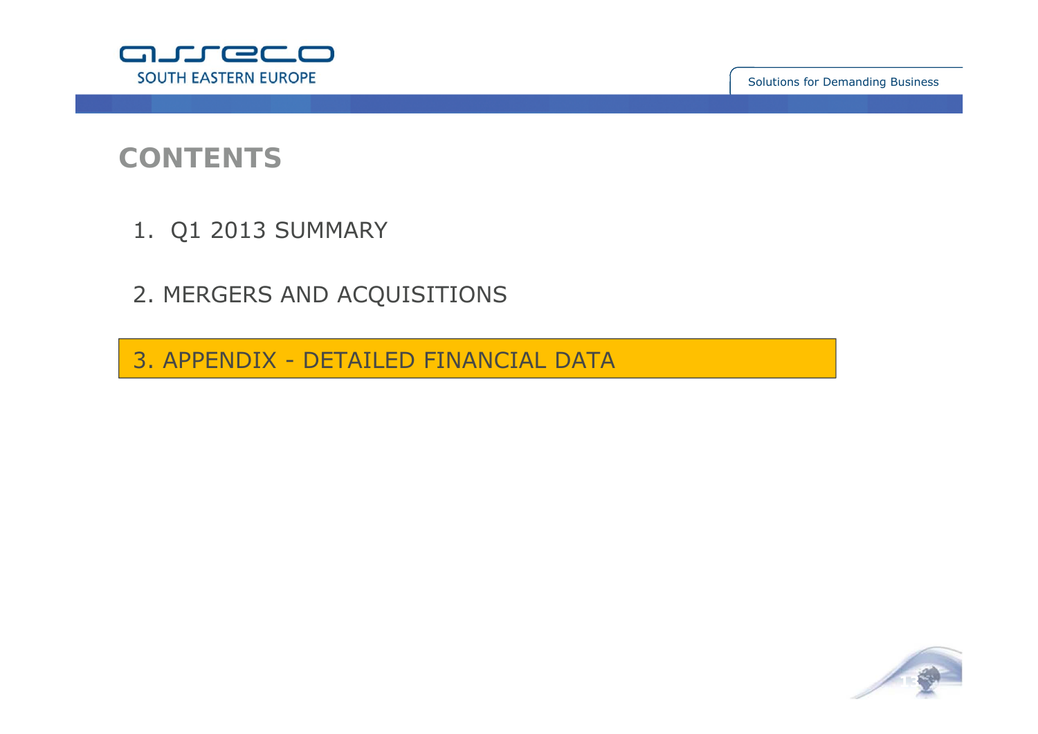# CONTENTS

1. Q1 2013 SUMMARY

2. MERGERS AND ACQUISITIONS

3. APPENDIX - DETAILED FINANCIAL DATA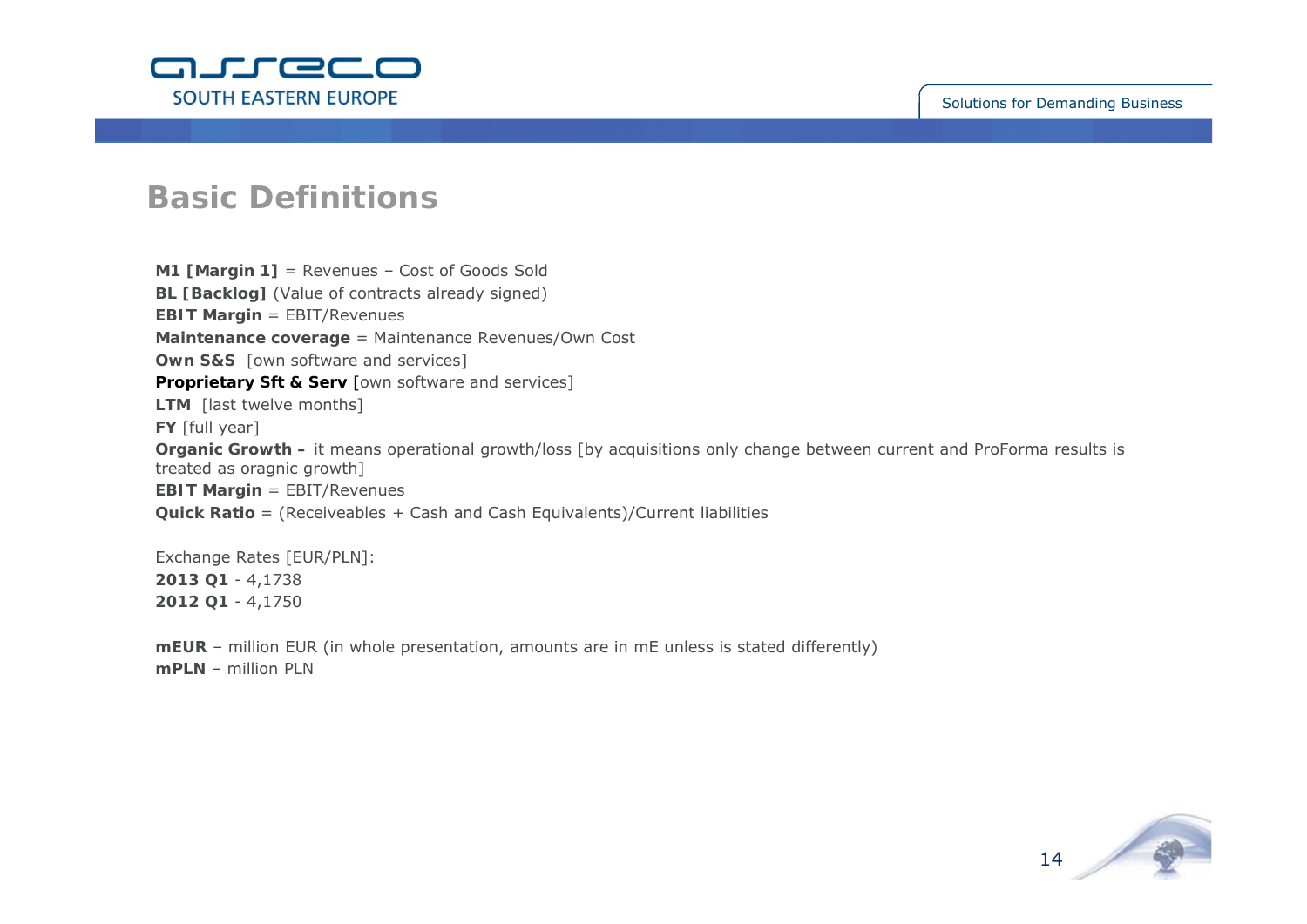# Basic Definitions

**M1 [Margin 1]** = Revenues – Cost of Goods Sold
**BL [Backlog]** (Value of contracts already signed)
**EBIT Margin** = EBIT/Revenues
**Maintenance coverage** = Maintenance Revenues/Own Cost
**Own S&S** [own software and services]
**Proprietary Sft & Serv** [own software and services]
**LTM** [last twelve months]
**FY** [full year]
**Organic Growth –** it means operational growth/loss [by acquisitions only change between current and ProForma results is treated as oragnic growth]
**EBIT Margin** = EBIT/Revenues
**Quick Ratio** = (Receiveables + Cash and Cash Equivalents)/Current liabilities

Exchange Rates [EUR/PLN]:
**2013 Q1** - 4,1738
**2012 Q1** - 4,1750

**mEUR** – million EUR (in whole presentation, amounts are in mE unless is stated differently)
**mPLN** – million PLN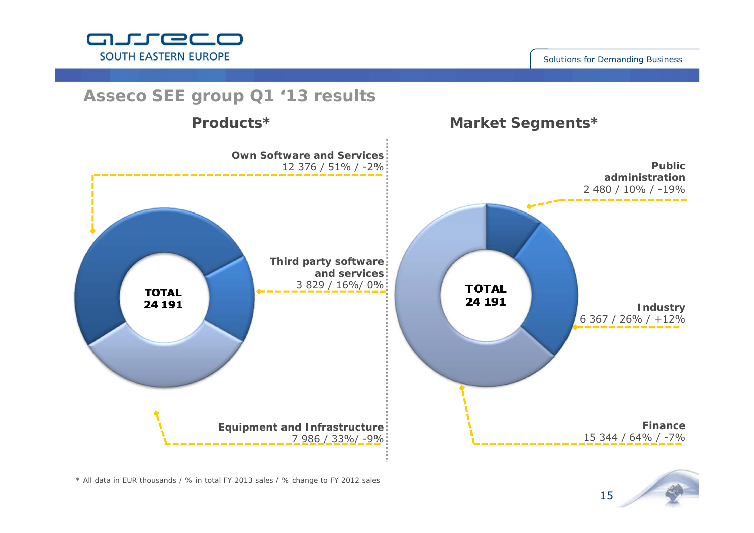# Asseco SEE group Q1 '13 results

## Products*

Own Software and Services
12 376 / 51% / -2%

Third party software and services
3 829 / 16%/ 0%

Equipment and Infrastructure
7 986 / 33%/ -9%

TOTAL
24 191

## Market Segments*

Public administration
2 480 / 10% / -19%

Industry
6 367 / 26% / +12%

Finance
15 344 / 64% / -7%

TOTAL
24 191

* All data in EUR thousands / % in total FY 2013 sales / % change to FY 2012 sales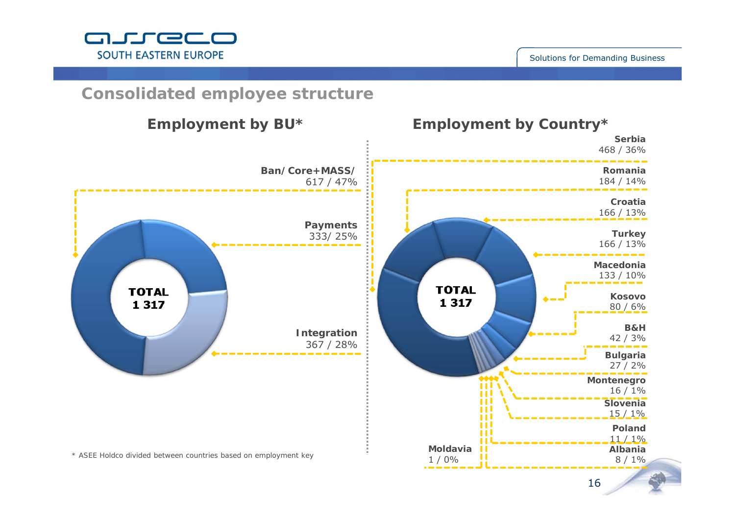## Consolidated employee structure

### Employment by BU*

TOTAL
1 317

Ban/Core+MASS/
617 / 47%

Payments
333/ 25%

Integration
367 / 28%

### Employment by Country*

TOTAL
1 317

Serbia
468 / 36%

Romania
184 / 14%

Croatia
166 / 13%

Turkey
166 / 13%

Macedonia
133 / 10%

Kosovo
80 / 6%

B&H
42 / 3%

Bulgaria
27 / 2%

Montenegro
16 / 1%

Slovenia
15 / 1%

Poland
11 / 1%

Albania
8 / 1%

Moldavia
1 / 0%

\* ASEE Holdco divided between countries based on employment key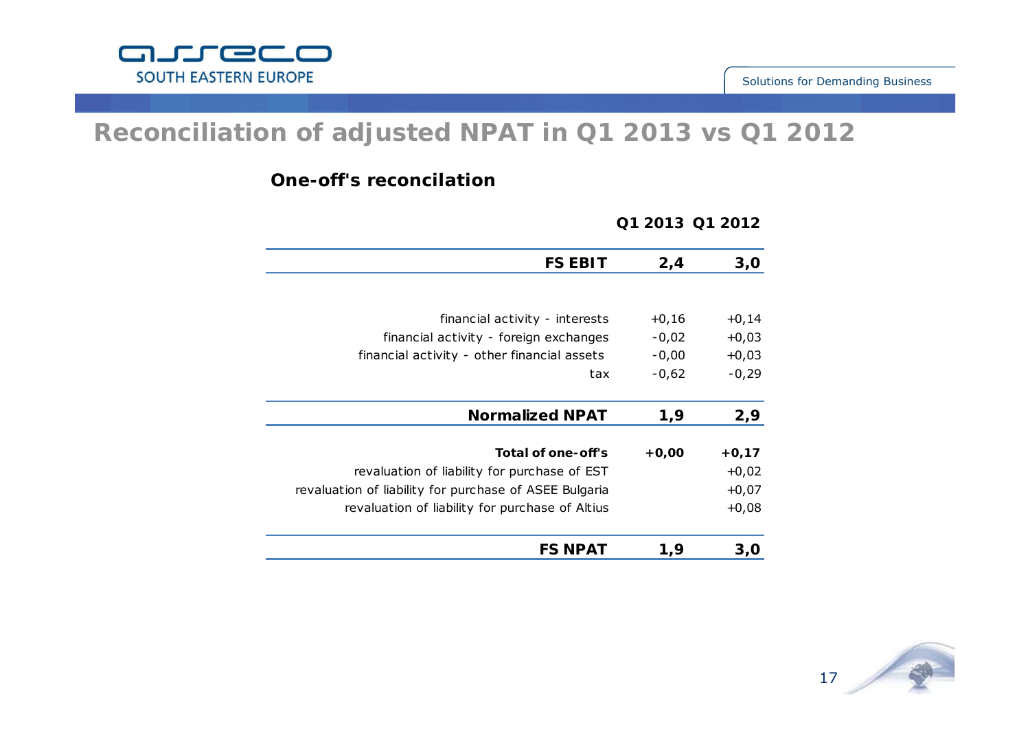# Reconciliation of adjusted NPAT in Q1 2013 vs Q1 2012

## One-off's reconcilation

| | Q1 2013 | Q1 2012 |
|---|---|---|
| **FS EBIT** | **2,4** | **3,0** |
| financial activity - interests | +0,16 | +0,14 |
| financial activity - foreign exchanges | -0,02 | +0,03 |
| financial activity - other financial assets | -0,00 | +0,03 |
| tax | -0,62 | -0,29 |
| **Normalized NPAT** | **1,9** | **2,9** |
| **Total of one-off's** | **+0,00** | **+0,17** |
| revaluation of liability for purchase of EST | | +0,02 |
| revaluation of liability for purchase of ASEE Bulgaria | | +0,07 |
| revaluation of liability for purchase of Altius | | +0,08 |
| **FS NPAT** | **1,9** | **3,0** |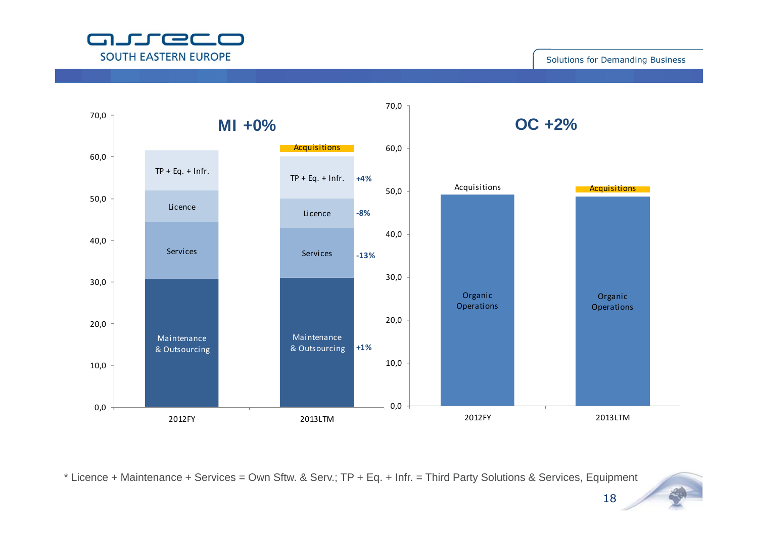MI +0%

70,0
60,0
50,0
40,0
30,0
20,0
10,0
0,0

2012FY: TP + Eq. + Infr.; Licence; Services; Maintenance & Outsourcing

2013LTM: Acquisitions; TP + Eq. + Infr. +4%; Licence -8%; Services -13%; Maintenance & Outsourcing +1%

OC +2%

70,0
60,0
50,0
40,0
30,0
20,0
10,0
0,0

2012FY: Acquisitions; Organic Operations

2013LTM: Acquisitions; Organic Operations

\* Licence + Maintenance + Services = Own Sftw. & Serv.; TP + Eq. + Infr. = Third Party Solutions & Services, Equipment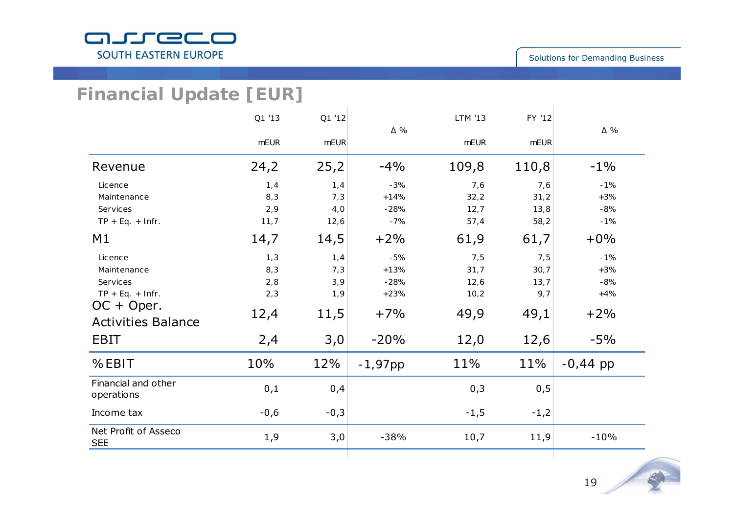## Financial Update [EUR]

| | Q1 '13 mEUR | Q1 '12 mEUR | Δ % | LTM '13 mEUR | FY '12 mEUR | Δ % |
|---|---|---|---|---|---|---|
| Revenue | 24,2 | 25,2 | -4% | 109,8 | 110,8 | -1% |
| Licence | 1,4 | 1,4 | -3% | 7,6 | 7,6 | -1% |
| Maintenance | 8,3 | 7,3 | +14% | 32,2 | 31,2 | +3% |
| Services | 2,9 | 4,0 | -28% | 12,7 | 13,8 | -8% |
| TP + Eq. + Infr. | 11,7 | 12,6 | -7% | 57,4 | 58,2 | -1% |
| M1 | 14,7 | 14,5 | +2% | 61,9 | 61,7 | +0% |
| Licence | 1,3 | 1,4 | -5% | 7,5 | 7,5 | -1% |
| Maintenance | 8,3 | 7,3 | +13% | 31,7 | 30,7 | +3% |
| Services | 2,8 | 3,9 | -28% | 12,6 | 13,7 | -8% |
| TP + Eq. + Infr. | 2,3 | 1,9 | +23% | 10,2 | 9,7 | +4% |
| OC + Oper. Activities Balance | 12,4 | 11,5 | +7% | 49,9 | 49,1 | +2% |
| EBIT | 2,4 | 3,0 | -20% | 12,0 | 12,6 | -5% |
| % EBIT | 10% | 12% | -1,97pp | 11% | 11% | -0,44 pp |
| Financial and other operations | 0,1 | 0,4 | | 0,3 | 0,5 | |
| Income tax | -0,6 | -0,3 | | -1,5 | -1,2 | |
| Net Profit of Asseco SEE | 1,9 | 3,0 | -38% | 10,7 | 11,9 | -10% |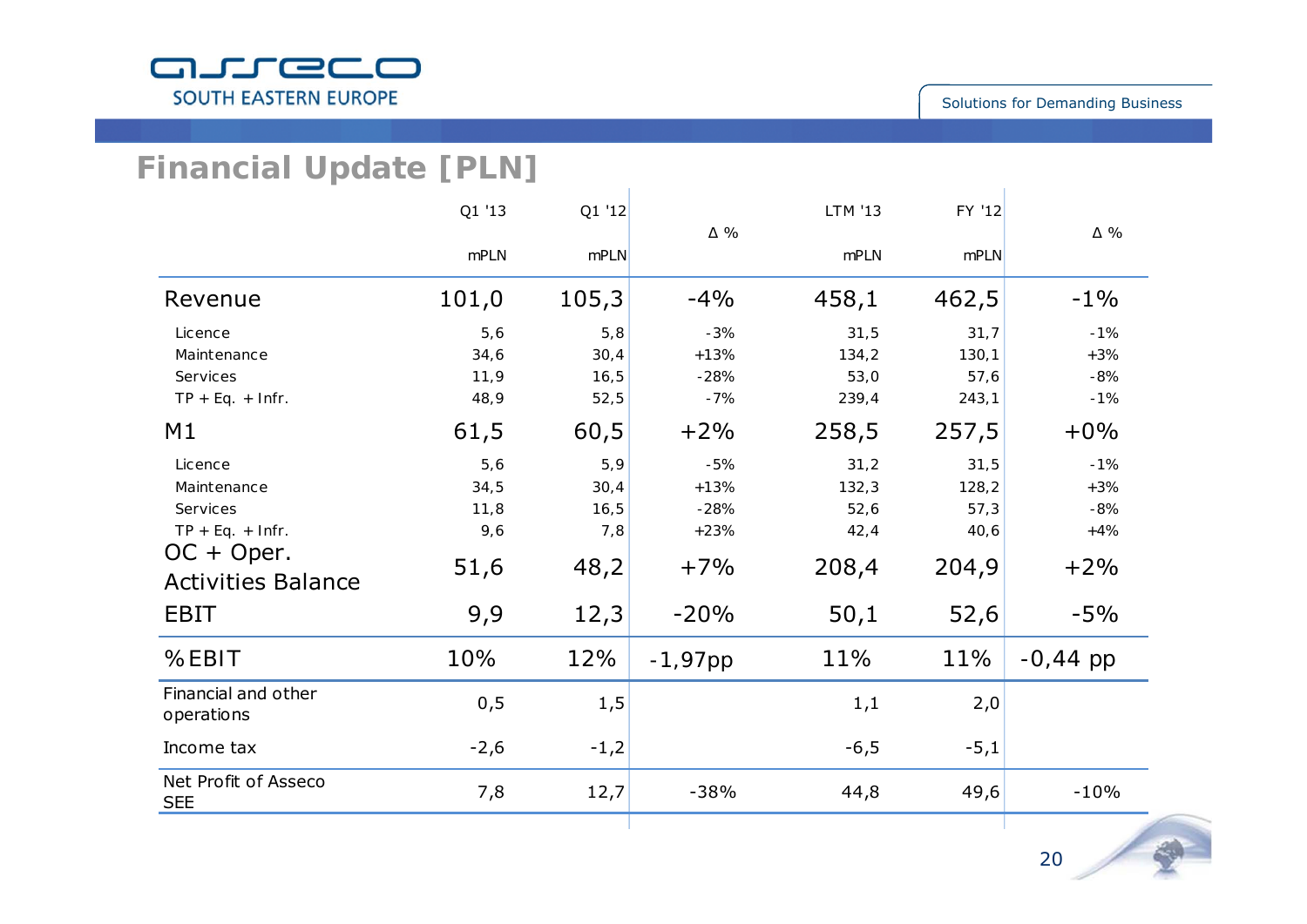# Financial Update [PLN]

| | Q1 '13 mPLN | Q1 '12 mPLN | Δ % | LTM '13 mPLN | FY '12 mPLN | Δ % |
|---|---|---|---|---|---|---|
| Revenue | 101,0 | 105,3 | -4% | 458,1 | 462,5 | -1% |
| Licence | 5,6 | 5,8 | -3% | 31,5 | 31,7 | -1% |
| Maintenance | 34,6 | 30,4 | +13% | 134,2 | 130,1 | +3% |
| Services | 11,9 | 16,5 | -28% | 53,0 | 57,6 | -8% |
| TP + Eq. + Infr. | 48,9 | 52,5 | -7% | 239,4 | 243,1 | -1% |
| M1 | 61,5 | 60,5 | +2% | 258,5 | 257,5 | +0% |
| Licence | 5,6 | 5,9 | -5% | 31,2 | 31,5 | -1% |
| Maintenance | 34,5 | 30,4 | +13% | 132,3 | 128,2 | +3% |
| Services | 11,8 | 16,5 | -28% | 52,6 | 57,3 | -8% |
| TP + Eq. + Infr. | 9,6 | 7,8 | +23% | 42,4 | 40,6 | +4% |
| OC + Oper. Activities Balance | 51,6 | 48,2 | +7% | 208,4 | 204,9 | +2% |
| EBIT | 9,9 | 12,3 | -20% | 50,1 | 52,6 | -5% |
| % EBIT | 10% | 12% | -1,97pp | 11% | 11% | -0,44 pp |
| Financial and other operations | 0,5 | 1,5 | | 1,1 | 2,0 | |
| Income tax | -2,6 | -1,2 | | -6,5 | -5,1 | |
| Net Profit of Asseco SEE | 7,8 | 12,7 | -38% | 44,8 | 49,6 | -10% |